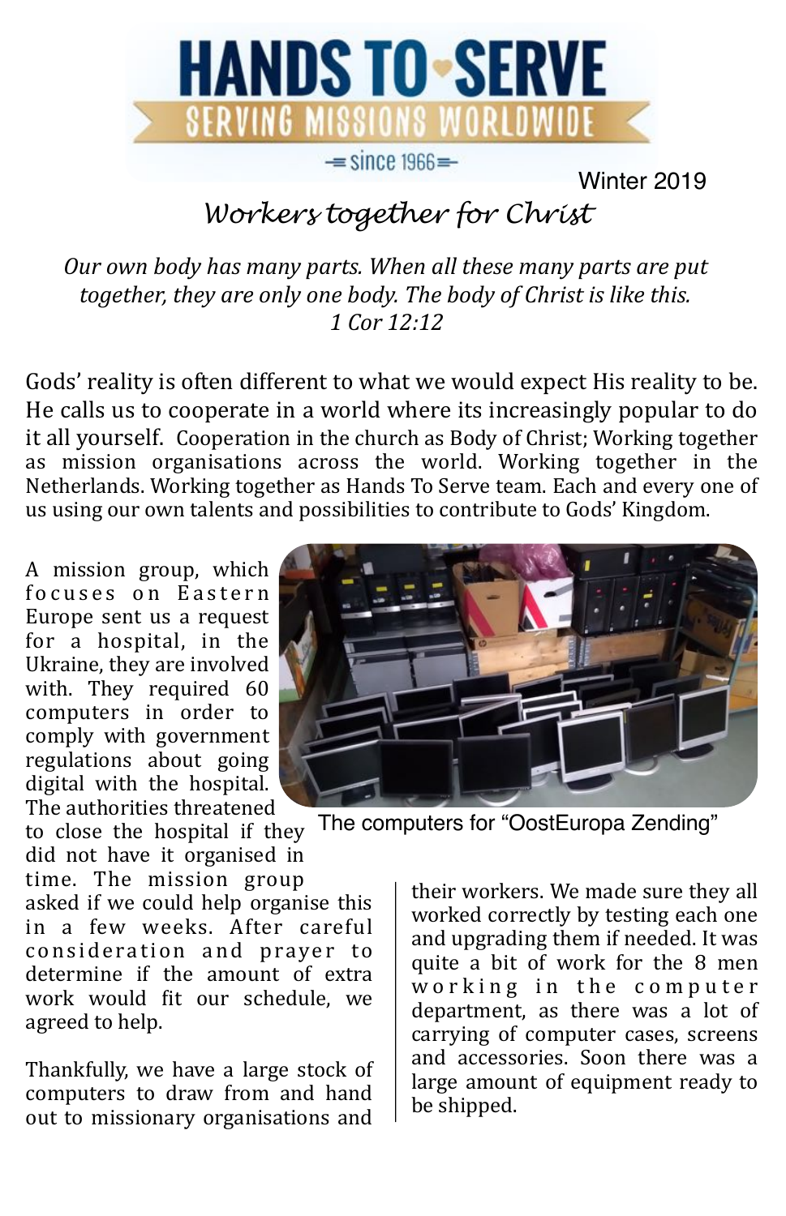# HANDS TO SERVE

SERVING MISSIONS WORLDWIDE

since 1966

Winter 2019

## *Workers together for Christ*

*Our own body has many parts. When all these many parts are put together, they are only one body. The body of Christ is like this.*
*1 Cor 12:12*

Gods' reality is often different to what we would expect His reality to be. He calls us to cooperate in a world where its increasingly popular to do it all yourself. Cooperation in the church as Body of Christ; Working together as mission organisations across the world. Working together in the Netherlands. Working together as Hands To Serve team. Each and every one of us using our own talents and possibilities to contribute to Gods' Kingdom.

A mission group, which focuses on Eastern Europe sent us a request for a hospital, in the Ukraine, they are involved with. They required 60 computers in order to comply with government regulations about going digital with the hospital. The authorities threatened to close the hospital if they did not have it organised in time. The mission group asked if we could help organise this in a few weeks. After careful consideration and prayer to determine if the amount of extra work would fit our schedule, we agreed to help.

The computers for "OostEuropa Zending"

Thankfully, we have a large stock of computers to draw from and hand out to missionary organisations and their workers. We made sure they all worked correctly by testing each one and upgrading them if needed. It was quite a bit of work for the 8 men working in the computer department, as there was a lot of carrying of computer cases, screens and accessories. Soon there was a large amount of equipment ready to be shipped.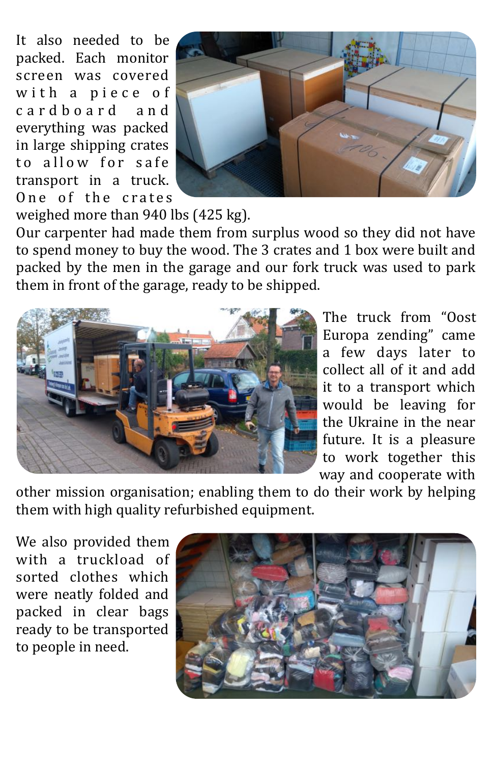It also needed to be packed. Each monitor screen was covered with a piece of cardboard and everything was packed in large shipping crates to allow for safe transport in a truck. One of the crates weighed more than 940 lbs (425 kg). Our carpenter had made them from surplus wood so they did not have to spend money to buy the wood. The 3 crates and 1 box were built and packed by the men in the garage and our fork truck was used to park them in front of the garage, ready to be shipped.

The truck from "Oost Europa zending" came a few days later to collect all of it and add it to a transport which would be leaving for the Ukraine in the near future. It is a pleasure to work together this way and cooperate with other mission organisation; enabling them to do their work by helping them with high quality refurbished equipment.

We also provided them with a truckload of sorted clothes which were neatly folded and packed in clear bags ready to be transported to people in need.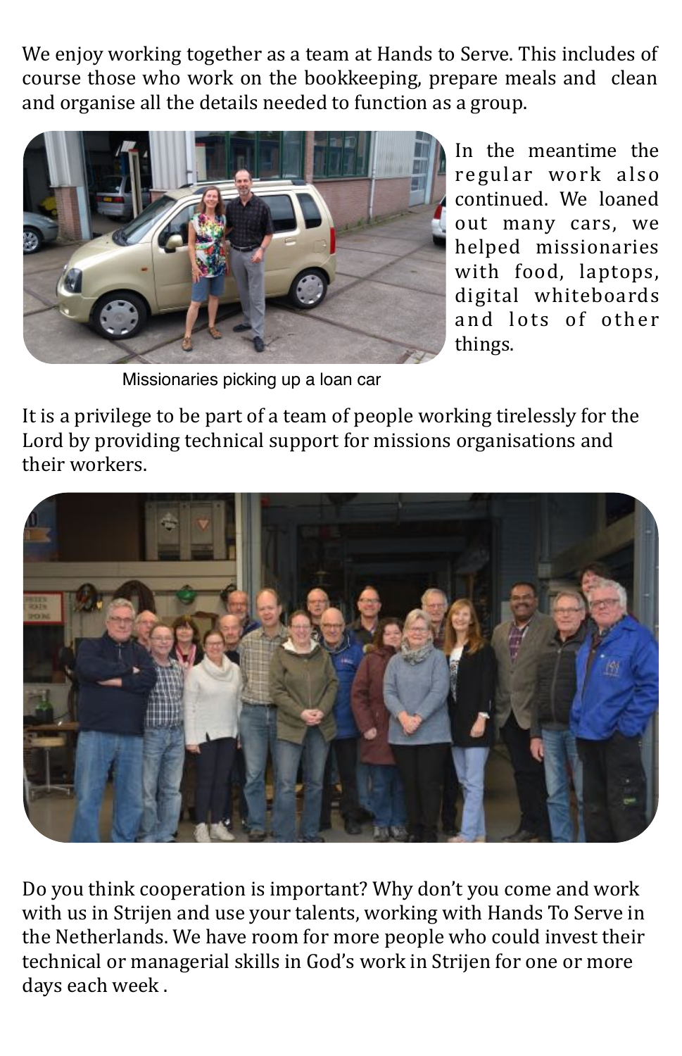We enjoy working together as a team at Hands to Serve. This includes of course those who work on the bookkeeping, prepare meals and clean and organise all the details needed to function as a group.

In the meantime the regular work also continued. We loaned out many cars, we helped missionaries with food, laptops, digital whiteboards and lots of other things.

Missionaries picking up a loan car

It is a privilege to be part of a team of people working tirelessly for the Lord by providing technical support for missions organisations and their workers.

Do you think cooperation is important? Why don't you come and work with us in Strijen and use your talents, working with Hands To Serve in the Netherlands. We have room for more people who could invest their technical or managerial skills in God's work in Strijen for one or more days each week .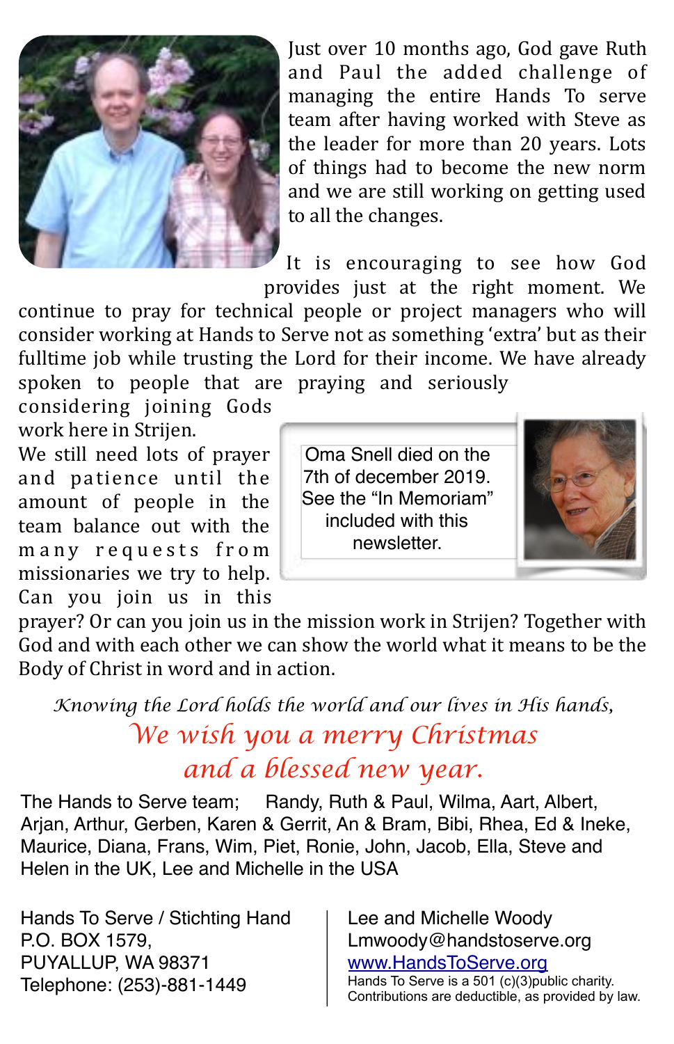Just over 10 months ago, God gave Ruth and Paul the added challenge of managing the entire Hands To serve team after having worked with Steve as the leader for more than 20 years. Lots of things had to become the new norm and we are still working on getting used to all the changes.

It is encouraging to see how God provides just at the right moment. We continue to pray for technical people or project managers who will consider working at Hands to Serve not as something 'extra' but as their fulltime job while trusting the Lord for their income. We have already spoken to people that are praying and seriously considering joining Gods work here in Strijen.

We still need lots of prayer and patience until the amount of people in the team balance out with the many requests from missionaries we try to help. Can you join us in this prayer? Or can you join us in the mission work in Strijen? Together with God and with each other we can show the world what it means to be the Body of Christ in word and in action.

Oma Snell died on the 7th of december 2019. See the "In Memoriam" included with this newsletter.

*Knowing the Lord holds the world and our lives in His hands,*

*We wish you a merry Christmas and a blessed new year.*

The Hands to Serve team; Randy, Ruth & Paul, Wilma, Aart, Albert, Arjan, Arthur, Gerben, Karen & Gerrit, An & Bram, Bibi, Rhea, Ed & Ineke, Maurice, Diana, Frans, Wim, Piet, Ronie, John, Jacob, Ella, Steve and Helen in the UK, Lee and Michelle in the USA

Hands To Serve / Stichting Hand
P.O. BOX 1579,
PUYALLUP, WA 98371
Telephone: (253)-881-1449

Lee and Michelle Woody
Lmwoody@handstoserve.org
www.HandsToServe.org
Hands To Serve is a 501 (c)(3)public charity.
Contributions are deductible, as provided by law.